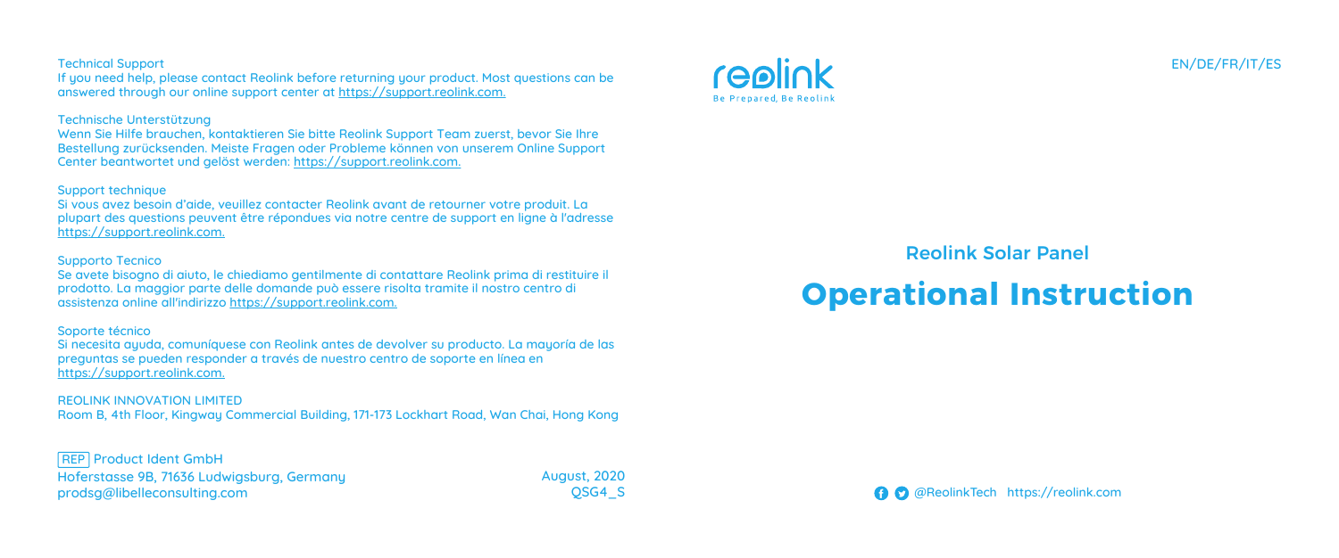reolink
Be Prepared, Be Reolink

EN/DE/FR/IT/ES

## Reolink Solar Panel

# Operational Instruction

@ReolinkTech https://reolink.com

Technical Support
If you need help, please contact Reolink before returning your product. Most questions can be answered through our online support center at https://support.reolink.com.

Technische Unterstützung
Wenn Sie Hilfe brauchen, kontaktieren Sie bitte Reolink Support Team zuerst, bevor Sie Ihre Bestellung zurücksenden. Meiste Fragen oder Probleme können von unserem Online Support Center beantwortet und gelöst werden: https://support.reolink.com.

Support technique
Si vous avez besoin d'aide, veuillez contacter Reolink avant de retourner votre produit. La plupart des questions peuvent être répondues via notre centre de support en ligne à l'adresse https://support.reolink.com.

Supporto Tecnico
Se avete bisogno di aiuto, le chiediamo gentilmente di contattare Reolink prima di restituire il prodotto. La maggior parte delle domande può essere risolta tramite il nostro centro di assistenza online all'indirizzo https://support.reolink.com.

Soporte técnico
Si necesita ayuda, comuníquese con Reolink antes de devolver su producto. La mayoría de las preguntas se pueden responder a través de nuestro centro de soporte en línea en https://support.reolink.com.

REOLINK INNOVATION LIMITED
Room B, 4th Floor, Kingway Commercial Building, 171-173 Lockhart Road, Wan Chai, Hong Kong

REP Product Ident GmbH
Hoferstasse 9B, 71636 Ludwigsburg, Germany
prodsg@libelleconsulting.com

August, 2020
QSG4_S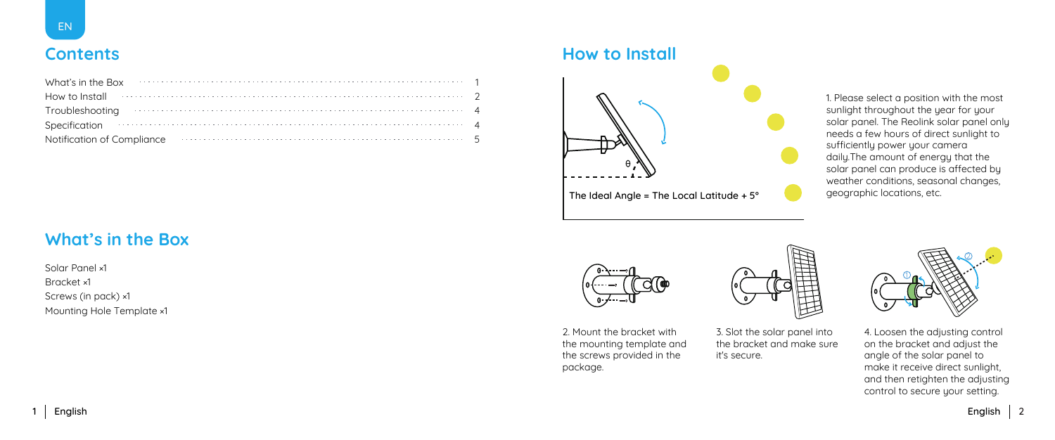EN

## Contents

| | |
|---|---|
| What's in the Box | 1 |
| How to Install | 2 |
| Troubleshooting | 4 |
| Specification | 4 |
| Notification of Compliance | 5 |

## What's in the Box

Solar Panel ×1
Bracket ×1
Screws (in pack) ×1
Mounting Hole Template ×1

## How to Install

θ

The Ideal Angle = The Local Latitude + 5°

1. Please select a position with the most sunlight throughout the year for your solar panel. The Reolink solar panel only needs a few hours of direct sunlight to sufficiently power your camera daily.The amount of energy that the solar panel can produce is affected by weather conditions, seasonal changes, geographic locations, etc.

2. Mount the bracket with the mounting template and the screws provided in the package.

3. Slot the solar panel into the bracket and make sure it's secure.

4. Loosen the adjusting control on the bracket and adjust the angle of the solar panel to make it receive direct sunlight, and then retighten the adjusting control to secure your setting.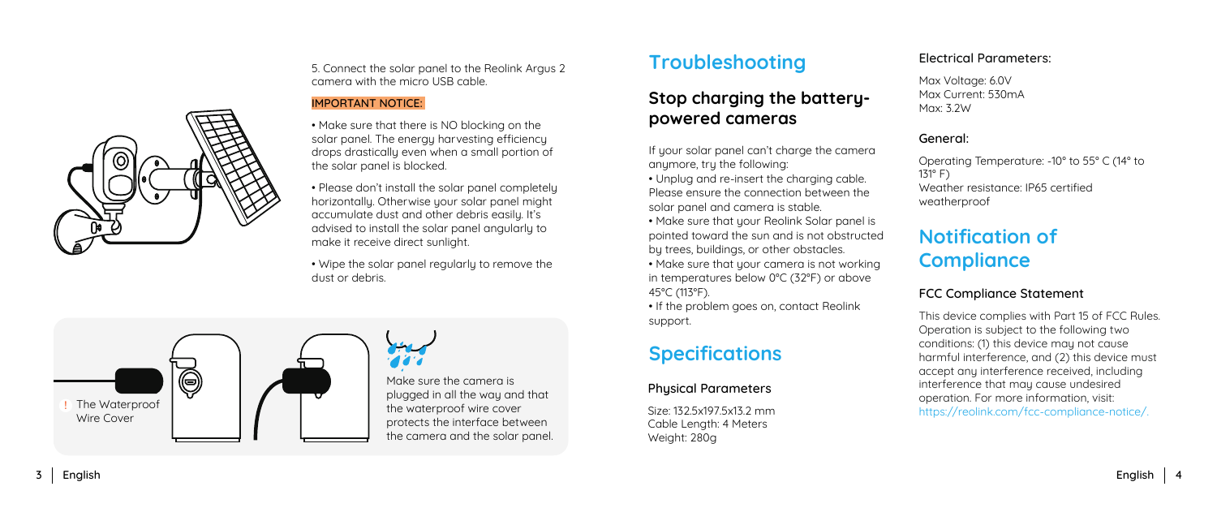5. Connect the solar panel to the Reolink Argus 2 camera with the micro USB cable.

**IMPORTANT NOTICE:**

- Make sure that there is NO blocking on the solar panel. The energy harvesting efficiency drops drastically even when a small portion of the solar panel is blocked.
- Please don't install the solar panel completely horizontally. Otherwise your solar panel might accumulate dust and other debris easily. It's advised to install the solar panel angularly to make it receive direct sunlight.
- Wipe the solar panel regularly to remove the dust or debris.

! The Waterproof Wire Cover

Make sure the camera is plugged in all the way and that the waterproof wire cover protects the interface between the camera and the solar panel.

# Troubleshooting

## Stop charging the battery-powered cameras

If your solar panel can't charge the camera anymore, try the following:

- Unplug and re-insert the charging cable. Please ensure the connection between the solar panel and camera is stable.
- Make sure that your Reolink Solar panel is pointed toward the sun and is not obstructed by trees, buildings, or other obstacles.
- Make sure that your camera is not working in temperatures below 0°C (32°F) or above 45°C (113°F).
- If the problem goes on, contact Reolink support.

# Specifications

### Physical Parameters

Size: 132.5x197.5x13.2 mm
Cable Length: 4 Meters
Weight: 280g

### Electrical Parameters:

Max Voltage: 6.0V
Max Current: 530mA
Max: 3.2W

### General:

Operating Temperature: -10° to 55° C (14° to 131° F)
Weather resistance: IP65 certified weatherproof

# Notification of Compliance

### FCC Compliance Statement

This device complies with Part 15 of FCC Rules. Operation is subject to the following two conditions: (1) this device may not cause harmful interference, and (2) this device must accept any interference received, including interference that may cause undesired operation. For more information, visit: https://reolink.com/fcc-compliance-notice/.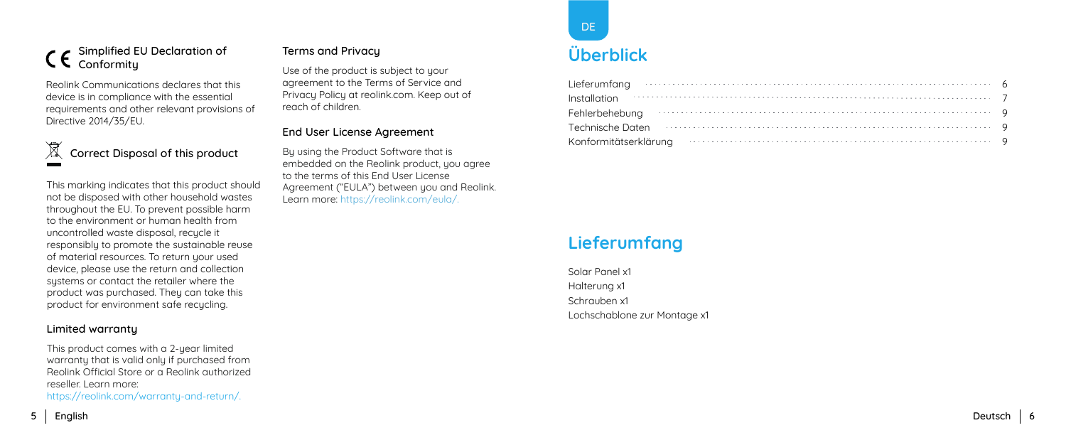## CE Simplified EU Declaration of Conformity

Reolink Communications declares that this device is in compliance with the essential requirements and other relevant provisions of Directive 2014/35/EU.

## Correct Disposal of this product

This marking indicates that this product should not be disposed with other household wastes throughout the EU. To prevent possible harm to the environment or human health from uncontrolled waste disposal, recycle it responsibly to promote the sustainable reuse of material resources. To return your used device, please use the return and collection systems or contact the retailer where the product was purchased. They can take this product for environment safe recycling.

## Limited warranty

This product comes with a 2-year limited warranty that is valid only if purchased from Reolink Official Store or a Reolink authorized reseller. Learn more: https://reolink.com/warranty-and-return/.

## Terms and Privacy

Use of the product is subject to your agreement to the Terms of Service and Privacy Policy at reolink.com. Keep out of reach of children.

## End User License Agreement

By using the Product Software that is embedded on the Reolink product, you agree to the terms of this End User License Agreement ("EULA") between you and Reolink. Learn more: https://reolink.com/eula/.

DE

# Überblick

| | |
|---|---|
| Lieferumfang | 6 |
| Installation | 7 |
| Fehlerbehebung | 9 |
| Technische Daten | 9 |
| Konformitätserklärung | 9 |

# Lieferumfang

Solar Panel x1

Halterung x1

Schrauben x1

Lochschablone zur Montage x1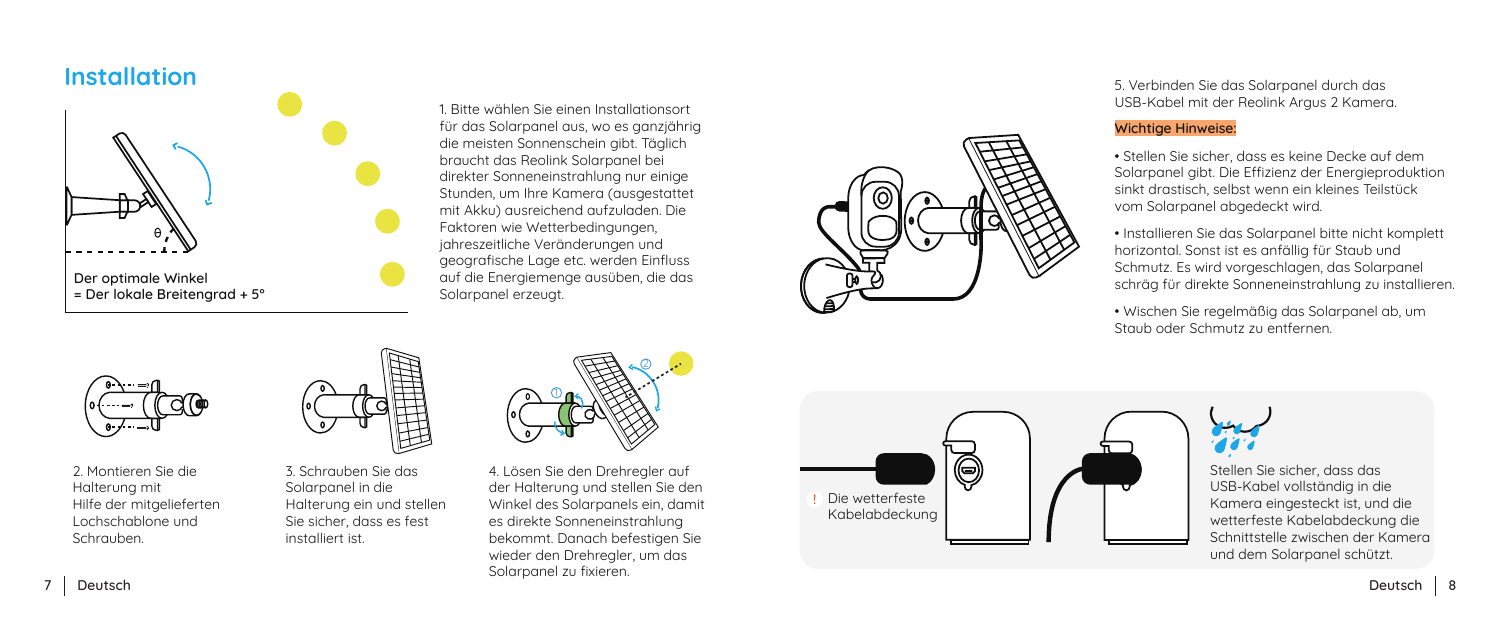## Installation

Der optimale Winkel
= Der lokale Breitengrad + 5°

1. Bitte wählen Sie einen Installationsort für das Solarpanel aus, wo es ganzjährig die meisten Sonnenschein gibt. Täglich braucht das Reolink Solarpanel bei direkter Sonneneinstrahlung nur einige Stunden, um Ihre Kamera (ausgestattet mit Akku) ausreichend aufzuladen. Die Faktoren wie Wetterbedingungen, jahreszeitliche Veränderungen und geografische Lage etc. werden Einfluss auf die Energiemenge ausüben, die das Solarpanel erzeugt.

2. Montieren Sie die Halterung mit Hilfe der mitgelieferten Lochschablone und Schrauben.

3. Schrauben Sie das Solarpanel in die Halterung ein und stellen Sie sicher, dass es fest installiert ist.

4. Lösen Sie den Drehregler auf der Halterung und stellen Sie den Winkel des Solarpanels ein, damit es direkte Sonneneinstrahlung bekommt. Danach befestigen Sie wieder den Drehregler, um das Solarpanel zu fixieren.

5. Verbinden Sie das Solarpanel durch das USB-Kabel mit der Reolink Argus 2 Kamera.

**Wichtige Hinweise:**

- Stellen Sie sicher, dass es keine Decke auf dem Solarpanel gibt. Die Effizienz der Energieproduktion sinkt drastisch, selbst wenn ein kleines Teilstück vom Solarpanel abgedeckt wird.
- Installieren Sie das Solarpanel bitte nicht komplett horizontal. Sonst ist es anfällig für Staub und Schmutz. Es wird vorgeschlagen, das Solarpanel schräg für direkte Sonneneinstrahlung zu installieren.
- Wischen Sie regelmäßig das Solarpanel ab, um Staub oder Schmutz zu entfernen.

! Die wetterfeste Kabelabdeckung

Stellen Sie sicher, dass das USB-Kabel vollständig in die Kamera eingesteckt ist, und die wetterfeste Kabelabdeckung die Schnittstelle zwischen der Kamera und dem Solarpanel schützt.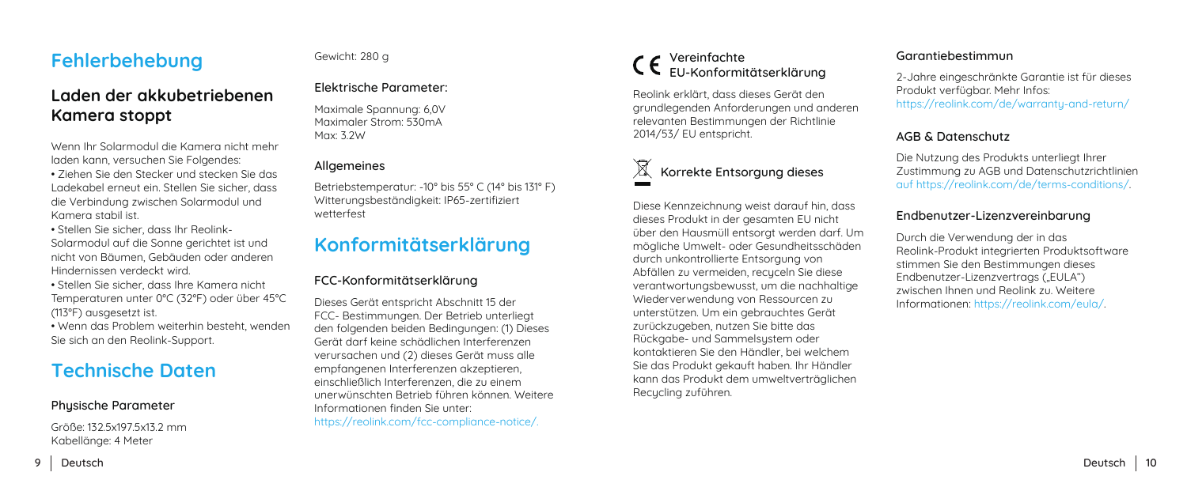# Fehlerbehebung

## Laden der akkubetriebenen Kamera stoppt

Wenn Ihr Solarmodul die Kamera nicht mehr laden kann, versuchen Sie Folgendes:

- Ziehen Sie den Stecker und stecken Sie das Ladekabel erneut ein. Stellen Sie sicher, dass die Verbindung zwischen Solarmodul und Kamera stabil ist.
- Stellen Sie sicher, dass Ihr Reolink-Solarmodul auf die Sonne gerichtet ist und nicht von Bäumen, Gebäuden oder anderen Hindernissen verdeckt wird.
- Stellen Sie sicher, dass Ihre Kamera nicht Temperaturen unter 0°C (32°F) oder über 45°C (113°F) ausgesetzt ist.
- Wenn das Problem weiterhin besteht, wenden Sie sich an den Reolink-Support.

# Technische Daten

### Physische Parameter

Größe: 132.5x197.5x13.2 mm
Kabellänge: 4 Meter
Gewicht: 280 g

### Elektrische Parameter:

Maximale Spannung: 6,0V
Maximaler Strom: 530mA
Max: 3.2W

### Allgemeines

Betriebstemperatur: -10° bis 55° C (14° bis 131° F)
Witterungsbeständigkeit: IP65-zertifiziert wetterfest

# Konformitätserklärung

### FCC-Konformitätserklärung

Dieses Gerät entspricht Abschnitt 15 der FCC- Bestimmungen. Der Betrieb unterliegt den folgenden beiden Bedingungen: (1) Dieses Gerät darf keine schädlichen Interferenzen verursachen und (2) dieses Gerät muss alle empfangenen Interferenzen akzeptieren, einschließlich Interferenzen, die zu einem unerwünschten Betrieb führen können. Weitere Informationen finden Sie unter: https://reolink.com/fcc-compliance-notice/.

### CE Vereinfachte EU-Konformitätserklärung

Reolink erklärt, dass dieses Gerät den grundlegenden Anforderungen und anderen relevanten Bestimmungen der Richtlinie 2014/53/ EU entspricht.

### Korrekte Entsorgung dieses

Diese Kennzeichnung weist darauf hin, dass dieses Produkt in der gesamten EU nicht über den Hausmüll entsorgt werden darf. Um mögliche Umwelt- oder Gesundheitsschäden durch unkontrollierte Entsorgung von Abfällen zu vermeiden, recyceln Sie diese verantwortungsbewusst, um die nachhaltige Wiederverwendung von Ressourcen zu unterstützen. Um ein gebrauchtes Gerät zurückzugeben, nutzen Sie bitte das Rückgabe- und Sammelsystem oder kontaktieren Sie den Händler, bei welchem Sie das Produkt gekauft haben. Ihr Händler kann das Produkt dem umweltverträglichen Recycling zuführen.

### Garantiebestimmun

2-Jahre eingeschränkte Garantie ist für dieses Produkt verfügbar. Mehr Infos: https://reolink.com/de/warranty-and-return/

### AGB & Datenschutz

Die Nutzung des Produkts unterliegt Ihrer Zustimmung zu AGB und Datenschutzrichtlinien auf https://reolink.com/de/terms-conditions/.

### Endbenutzer-Lizenzvereinbarung

Durch die Verwendung der in das Reolink-Produkt integrierten Produktsoftware stimmen Sie den Bestimmungen dieses Endbenutzer-Lizenzvertrags („EULA") zwischen Ihnen und Reolink zu. Weitere Informationen: https://reolink.com/eula/.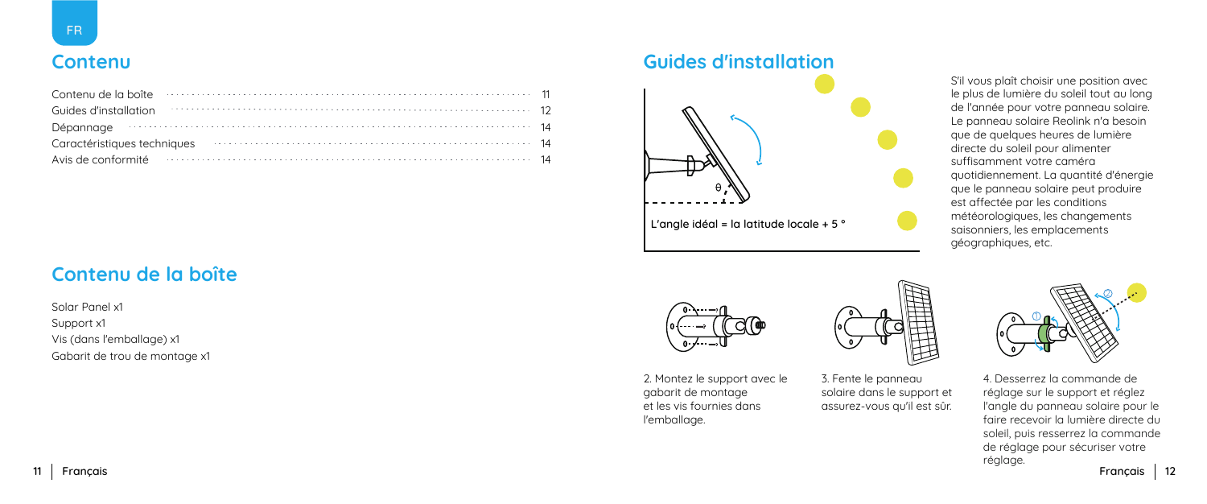## Contenu

| | |
|---|---|
| Contenu de la boîte | 11 |
| Guides d'installation | 12 |
| Dépannage | 14 |
| Caractéristiques techniques | 14 |
| Avis de conformité | 14 |

## Contenu de la boîte

Solar Panel x1
Support x1
Vis (dans l'emballage) x1
Gabarit de trou de montage x1

## Guides d'installation

θ

L'angle idéal = la latitude locale + 5 °

S'il vous plaît choisir une position avec le plus de lumière du soleil tout au long de l'année pour votre panneau solaire. Le panneau solaire Reolink n'a besoin que de quelques heures de lumière directe du soleil pour alimenter suffisamment votre caméra quotidiennement. La quantité d'énergie que le panneau solaire peut produire est affectée par les conditions météorologiques, les changements saisonniers, les emplacements géographiques, etc.

2. Montez le support avec le gabarit de montage et les vis fournies dans l'emballage.

3. Fente le panneau solaire dans le support et assurez-vous qu'il est sûr.

4. Desserrez la commande de réglage sur le support et réglez l'angle du panneau solaire pour le faire recevoir la lumière directe du soleil, puis resserrez la commande de réglage pour sécuriser votre réglage.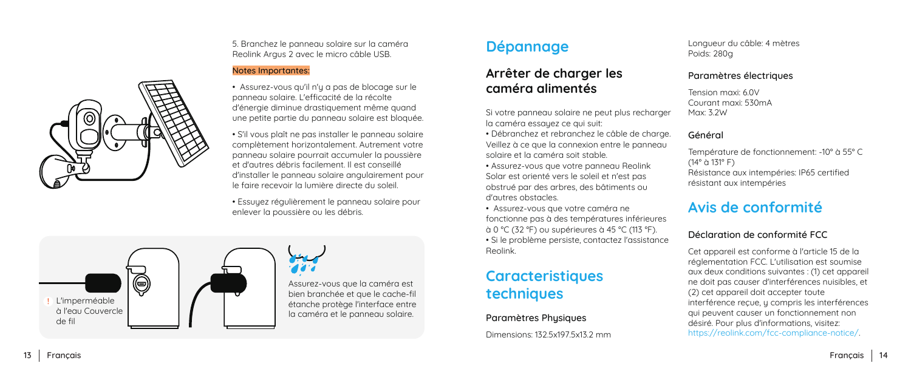5. Branchez le panneau solaire sur la caméra Reolink Argus 2 avec le micro câble USB.

**Notes Importantes:**

- Assurez-vous qu'il n'y a pas de blocage sur le panneau solaire. L'efficacité de la récolte d'énergie diminue drastiquement même quand une petite partie du panneau solaire est bloquée.
- S'il vous plaît ne pas installer le panneau solaire complètement horizontalement. Autrement votre panneau solaire pourrait accumuler la poussière et d'autres débris facilement. Il est conseillé d'installer le panneau solaire angulairement pour le faire recevoir la lumière directe du soleil.
- Essuyez régulièrement le panneau solaire pour enlever la poussière ou les débris.

! L'imperméable à l'eau Couvercle de fil

Assurez-vous que la caméra est bien branchée et que le cache-fil étanche protège l'interface entre la caméra et le panneau solaire.

# Dépannage

## Arrêter de charger les caméra alimentés

Si votre panneau solaire ne peut plus recharger la caméra essayez ce qui suit:

- Débranchez et rebranchez le câble de charge. Veillez à ce que la connexion entre le panneau solaire et la caméra soit stable.
- Assurez-vous que votre panneau Reolink Solar est orienté vers le soleil et n'est pas obstrué par des arbres, des bâtiments ou d'autres obstacles.
- Assurez-vous que votre caméra ne fonctionne pas à des températures inférieures à 0 °C (32 °F) ou supérieures à 45 °C (113 °F).
- Si le problème persiste, contactez l'assistance Reolink.

# Caracteristiques techniques

### Paramètres Physiques

Dimensions: 132.5x197.5x13.2 mm

Longueur du câble: 4 mètres

Poids: 280g

### Paramètres électriques

Tension maxi: 6.0V

Courant maxi: 530mA

Max: 3.2W

### Général

Température de fonctionnement: -10° à 55° C (14° à 131° F)

Résistance aux intempéries: IP65 certified résistant aux intempéries

# Avis de conformité

### Déclaration de conformité FCC

Cet appareil est conforme à l'article 15 de la réglementation FCC. L'utilisation est soumise aux deux conditions suivantes : (1) cet appareil ne doit pas causer d'interférences nuisibles, et (2) cet appareil doit accepter toute interférence reçue, y compris les interférences qui peuvent causer un fonctionnement non désiré. Pour plus d'informations, visitez: https://reolink.com/fcc-compliance-notice/.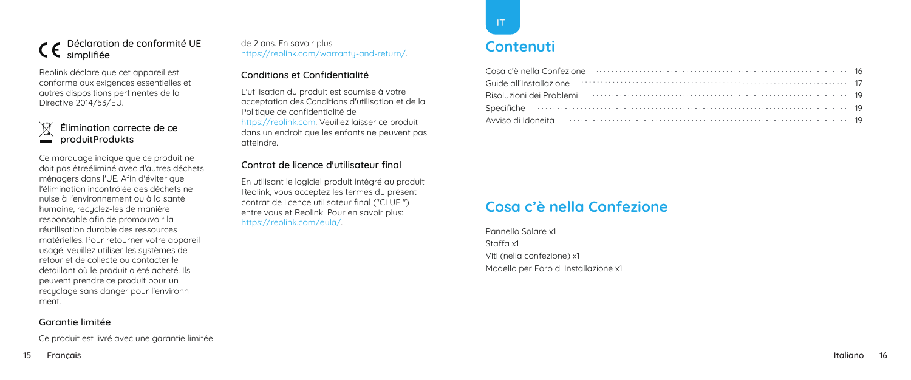## Déclaration de conformité UE simplifiée

Reolink déclare que cet appareil est conforme aux exigences essentielles et autres dispositions pertinentes de la Directive 2014/53/EU.

## Élimination correcte de ce produitProdukts

Ce marquage indique que ce produit ne doit pas êtreéliminé avec d'autres déchets ménagers dans l'UE. Afin d'éviter que l'élimination incontrôlée des déchets ne nuise à l'environnement ou à la santé humaine, recyclez-les de manière responsable afin de promouvoir la réutilisation durable des ressources matérielles. Pour retourner votre appareil usagé, veuillez utiliser les systèmes de retour et de collecte ou contacter le détaillant où le produit a été acheté. Ils peuvent prendre ce produit pour un recyclage sans danger pour l'environn ment.

## Garantie limitée

Ce produit est livré avec une garantie limitée de 2 ans. En savoir plus: https://reolink.com/warranty-and-return/.

## Conditions et Confidentialité

L'utilisation du produit est soumise à votre acceptation des Conditions d'utilisation et de la Politique de confidentialité de https://reolink.com. Veuillez laisser ce produit dans un endroit que les enfants ne peuvent pas atteindre.

## Contrat de licence d'utilisateur final

En utilisant le logiciel produit intégré au produit Reolink, vous acceptez les termes du présent contrat de licence utilisateur final ("CLUF ") entre vous et Reolink. Pour en savoir plus: https://reolink.com/eula/.

IT

# Contenuti

Cosa c'è nella Confezione ........ 16
Guide all'Installazione ........ 17
Risoluzioni dei Problemi ........ 19
Specifiche ........ 19
Avviso di Idoneità ........ 19

# Cosa c'è nella Confezione

Pannello Solare x1
Staffa x1
Viti (nella confezione) x1
Modello per Foro di Installazione x1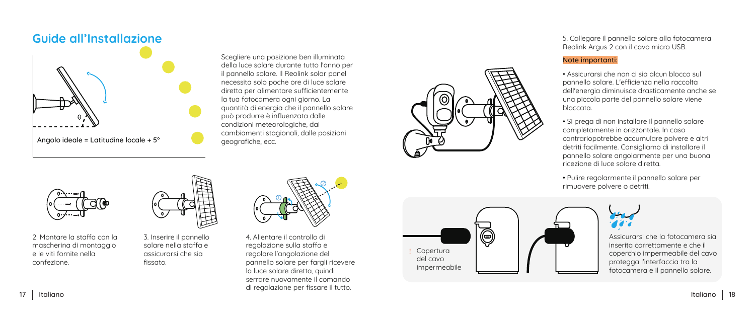## Guide all'Installazione

Angolo ideale = Latitudine locale + 5°

Scegliere una posizione ben illuminata della luce solare durante tutto l'anno per il pannello solare. Il Reolink solar panel necessita solo poche ore di luce solare diretta per alimentare sufficientemente la tua fotocamera ogni giorno. La quantità di energia che il pannello solare può produrre è influenzata dalle condizioni meteorologiche, dai cambiamenti stagionali, dalle posizioni geografiche, ecc.

2. Montare la staffa con la mascherina di montaggio e le viti fornite nella confezione.

3. Inserire il pannello solare nella staffa e assicurarsi che sia fissato.

4. Allentare il controllo di regolazione sulla staffa e regolare l'angolazione del pannello solare per fargli ricevere la luce solare diretta, quindi serrare nuovamente il comando di regolazione per fissare il tutto.

5. Collegare il pannello solare alla fotocamera Reolink Argus 2 con il cavo micro USB.

**Note importanti:**

- Assicurarsi che non ci sia alcun blocco sul pannello solare. L'efficienza nella raccolta dell'energia diminuisce drasticamente anche se una piccola parte del pannello solare viene bloccata.
- Si prega di non installare il pannello solare completamente in orizzontale. In caso contrariopotrebbe accumulare polvere e altri detriti facilmente. Consigliamo di installare il pannello solare angolarmente per una buona ricezione di luce solare diretta.
- Pulire regolarmente il pannello solare per rimuovere polvere o detriti.

! Copertura del cavo impermeabile

Assicurarsi che la fotocamera sia inserita correttamente e che il coperchio impermeabile del cavo protegga l'interfaccia tra la fotocamera e il pannello solare.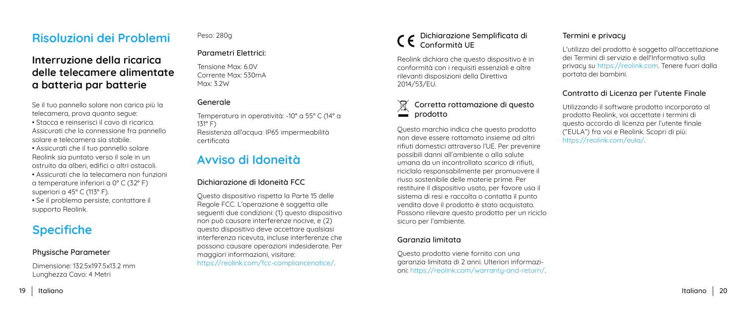# Risoluzioni dei Problemi

## Interruzione della ricarica delle telecamere alimentate a batteria par batterie

Se il tuo pannello solare non carica più la telecamera, prova quanto segue:

• Stacca e reinserisci il cavo di ricarica. Assicurati che la connessione fra pannello solare e telecamera sia stabile.

• Assicurati che il tuo pannello solare Reolink sia puntato verso il sole in un ostruito da alberi, edifici o altri ostacoli.

• Assicurati che la telecamera non funzioni a temperature inferiori a 0° C (32° F) superiori a 45° C (113° F).

• Se il problema persiste, contattare il supporto Reolink.

# Specifiche

### Physische Parameter

Dimensione: 132.5x197.5x13.2 mm
Lunghezza Cavo: 4 Metri
Peso: 280g

### Parametri Elettrici:

Tensione Max: 6.0V
Corrente Max: 530mA
Max: 3.2W

### Generale

Temperatura in operatività: -10° a 55° C (14° a 131° F)
Resistenza all'acqua: IP65 impermeabilità certificata

# Avviso di Idoneità

### Dichiarazione di Idoneità FCC

Questo dispositivo rispetta la Parte 15 delle Regole FCC. L'operazione è soggetta alle seguenti due condizioni: (1) questo dispositivo non può causare interferenze nocive, e (2) questo dispositivo deve accettare qualsiasi interferenza ricevuta, incluse interferenze che possono causare operazioni indesiderate. Per maggiori informazioni, visitare: https://reolink.com/fcc-compliancenotice/.

### Dichiarazione Semplificata di Conformità UE

Reolink dichiara che questo dispositivo è in conformità con i requisiti essenziali e altre rilevanti disposizioni della Direttiva 2014/53/EU.

### Corretta rottamazione di questo prodotto

Questo marchio indica che questo prodotto non deve essere rottamato insieme ad altri rifiuti domestici attraverso l'UE. Per prevenire possibili danni all'ambiente o alla salute umana da un incontrollato scarico di rifiuti, riciclalo responsabilmente per promuovere il riuso sostenibile delle materie prime. Per restituire il dispositivo usato, per favore usa il sistema di resi e raccolta o contatta il punto vendita dove il prodotto è stato acquistato. Possono rilevare questo prodotto per un riciclo sicuro per l'ambiente.

### Garanzia limitata

Questo prodotto viene fornito con una garanzia limitata di 2 anni. Ulteriori informazioni: https://reolink.com/warranty-and-return/.

### Termini e privacy

L'utilizzo del prodotto è soggetto all'accettazione dei Termini di servizio e dell'Informativa sulla privacy su https://reolink.com. Tenere fuori dalla portata dei bambini.

### Contratto di Licenza per l'utente Finale

Utilizzando il software prodotto incorporato al prodotto Reolink, voi accettate i termini di questo accordo di licenza per l'utente finale ("EULA") fra voi e Reolink. Scopri di più: https://reolink.com/eula/.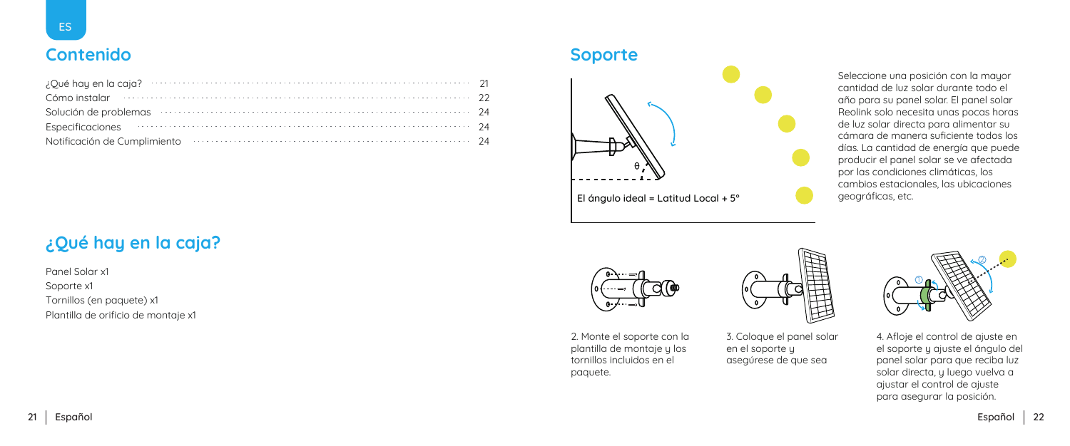## Contenido

| | |
|---|---|
| ¿Qué hay en la caja? | 21 |
| Cómo instalar | 22 |
| Solución de problemas | 24 |
| Especificaciones | 24 |
| Notificación de Cumplimiento | 24 |

## ¿Qué hay en la caja?

Panel Solar x1
Soporte x1
Tornillos (en paquete) x1
Plantilla de orificio de montaje x1

## Soporte

θ

El ángulo ideal = Latitud Local + 5°

Seleccione una posición con la mayor cantidad de luz solar durante todo el año para su panel solar. El panel solar Reolink solo necesita unas pocas horas de luz solar directa para alimentar su cámara de manera suficiente todos los días. La cantidad de energía que puede producir el panel solar se ve afectada por las condiciones climáticas, los cambios estacionales, las ubicaciones geográficas, etc.

2. Monte el soporte con la plantilla de montaje y los tornillos incluidos en el paquete.

3. Coloque el panel solar en el soporte y asegúrese de que sea

4. Afloje el control de ajuste en el soporte y ajuste el ángulo del panel solar para que reciba luz solar directa, y luego vuelva a ajustar el control de ajuste para asegurar la posición.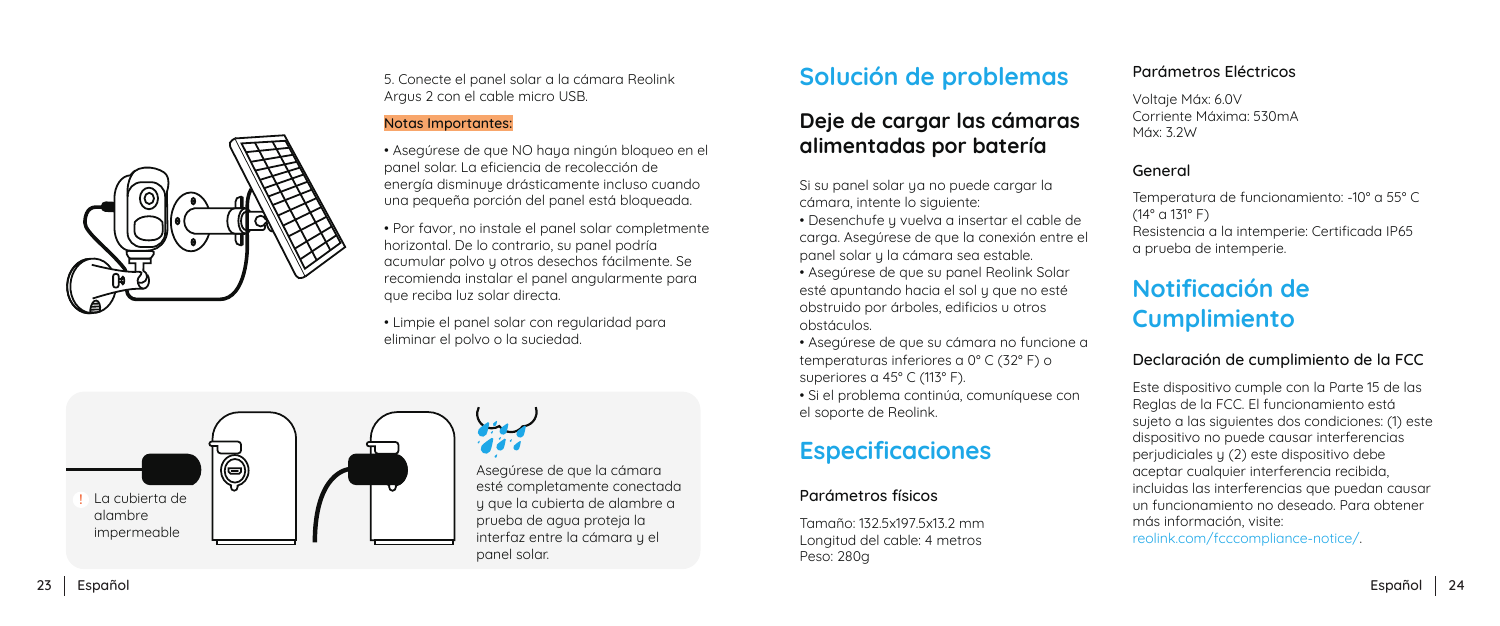5. Conecte el panel solar a la cámara Reolink Argus 2 con el cable micro USB.

**Notas Importantes:**

- Asegúrese de que NO haya ningún bloqueo en el panel solar. La eficiencia de recolección de energía disminuye drásticamente incluso cuando una pequeña porción del panel está bloqueada.
- Por favor, no instale el panel solar completmente horizontal. De lo contrario, su panel podría acumular polvo y otros desechos fácilmente. Se recomienda instalar el panel angularmente para que reciba luz solar directa.
- Limpie el panel solar con regularidad para eliminar el polvo o la suciedad.

! La cubierta de alambre impermeable

Asegúrese de que la cámara esté completamente conectada y que la cubierta de alambre a prueba de agua proteja la interfaz entre la cámara y el panel solar.

# Solución de problemas

## Deje de cargar las cámaras alimentadas por batería

Si su panel solar ya no puede cargar la cámara, intente lo siguiente:

- Desenchufe y vuelva a insertar el cable de carga. Asegúrese de que la conexión entre el panel solar y la cámara sea estable.
- Asegúrese de que su panel Reolink Solar esté apuntando hacia el sol y que no esté obstruido por árboles, edificios u otros obstáculos.
- Asegúrese de que su cámara no funcione a temperaturas inferiores a 0° C (32° F) o superiores a 45° C (113° F).
- Si el problema continúa, comuníquese con el soporte de Reolink.

# Especificaciones

### Parámetros físicos

Tamaño: 132.5x197.5x13.2 mm
Longitud del cable: 4 metros
Peso: 280g

### Parámetros Eléctricos

Voltaje Máx: 6.0V
Corriente Máxima: 530mA
Máx: 3.2W

### General

Temperatura de funcionamiento: -10° a 55° C (14° a 131° F)
Resistencia a la intemperie: Certificada IP65 a prueba de intemperie.

# Notificación de Cumplimiento

### Declaración de cumplimiento de la FCC

Este dispositivo cumple con la Parte 15 de las Reglas de la FCC. El funcionamiento está sujeto a las siguientes dos condiciones: (1) este dispositivo no puede causar interferencias perjudiciales y (2) este dispositivo debe aceptar cualquier interferencia recibida, incluidas las interferencias que puedan causar un funcionamiento no deseado. Para obtener más información, visite: reolink.com/fcccompliance-notice/.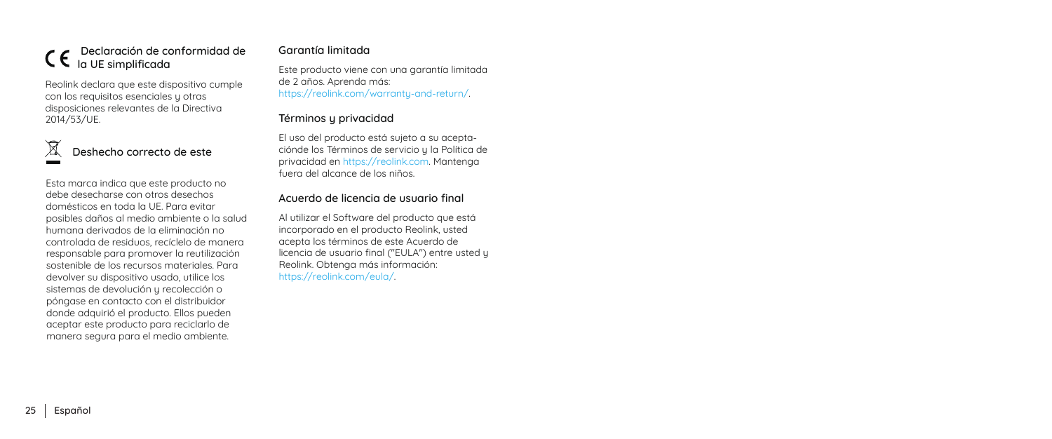## CE Declaración de conformidad de la UE simplificada

Reolink declara que este dispositivo cumple con los requisitos esenciales y otras disposiciones relevantes de la Directiva 2014/53/UE.

## Deshecho correcto de este

Esta marca indica que este producto no debe desecharse con otros desechos domésticos en toda la UE. Para evitar posibles daños al medio ambiente o la salud humana derivados de la eliminación no controlada de residuos, recíclelo de manera responsable para promover la reutilización sostenible de los recursos materiales. Para devolver su dispositivo usado, utilice los sistemas de devolución y recolección o póngase en contacto con el distribuidor donde adquirió el producto. Ellos pueden aceptar este producto para reciclarlo de manera segura para el medio ambiente.

## Garantía limitada

Este producto viene con una garantía limitada de 2 años. Aprenda más: https://reolink.com/warranty-and-return/.

## Términos y privacidad

El uso del producto está sujeto a su aceptacióndé los Términos de servicio y la Política de privacidad en https://reolink.com. Mantenga fuera del alcance de los niños.

## Acuerdo de licencia de usuario final

Al utilizar el Software del producto que está incorporado en el producto Reolink, usted acepta los términos de este Acuerdo de licencia de usuario final ("EULA") entre usted y Reolink. Obtenga más información: https://reolink.com/eula/.